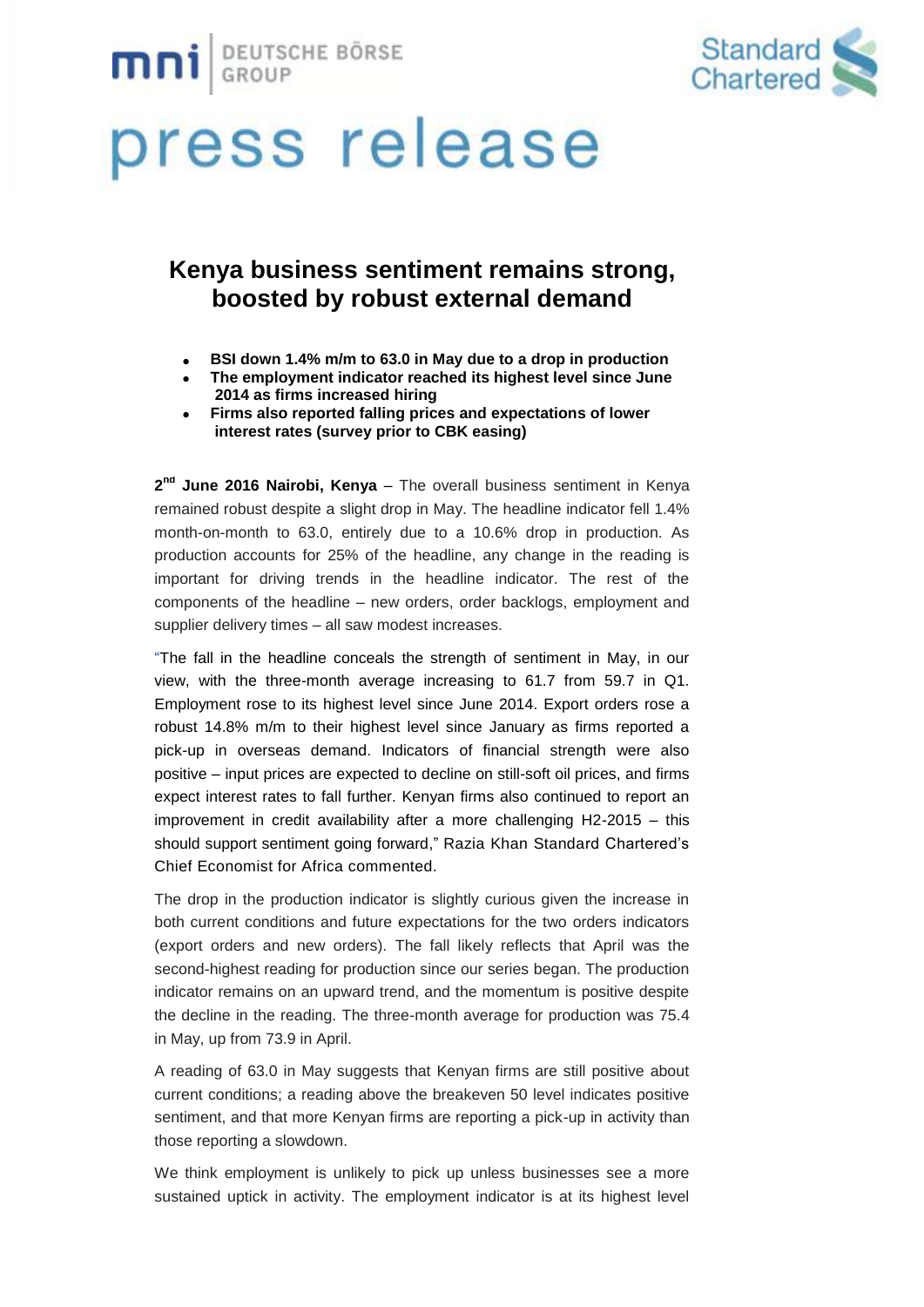mni | DEUTSCHE BÖRSE GROUP

Standard Chartered

# press release

## Kenya business sentiment remains strong, boosted by robust external demand

- **BSI down 1.4% m/m to 63.0 in May due to a drop in production**
- **The employment indicator reached its highest level since June 2014 as firms increased hiring**
- **Firms also reported falling prices and expectations of lower interest rates (survey prior to CBK easing)**

**2nd June 2016 Nairobi, Kenya** – The overall business sentiment in Kenya remained robust despite a slight drop in May. The headline indicator fell 1.4% month-on-month to 63.0, entirely due to a 10.6% drop in production. As production accounts for 25% of the headline, any change in the reading is important for driving trends in the headline indicator. The rest of the components of the headline – new orders, order backlogs, employment and supplier delivery times – all saw modest increases.

"The fall in the headline conceals the strength of sentiment in May, in our view, with the three-month average increasing to 61.7 from 59.7 in Q1. Employment rose to its highest level since June 2014. Export orders rose a robust 14.8% m/m to their highest level since January as firms reported a pick-up in overseas demand. Indicators of financial strength were also positive – input prices are expected to decline on still-soft oil prices, and firms expect interest rates to fall further. Kenyan firms also continued to report an improvement in credit availability after a more challenging H2-2015 – this should support sentiment going forward," Razia Khan Standard Chartered's Chief Economist for Africa commented.

The drop in the production indicator is slightly curious given the increase in both current conditions and future expectations for the two orders indicators (export orders and new orders). The fall likely reflects that April was the second-highest reading for production since our series began. The production indicator remains on an upward trend, and the momentum is positive despite the decline in the reading. The three-month average for production was 75.4 in May, up from 73.9 in April.

A reading of 63.0 in May suggests that Kenyan firms are still positive about current conditions; a reading above the breakeven 50 level indicates positive sentiment, and that more Kenyan firms are reporting a pick-up in activity than those reporting a slowdown.

We think employment is unlikely to pick up unless businesses see a more sustained uptick in activity. The employment indicator is at its highest level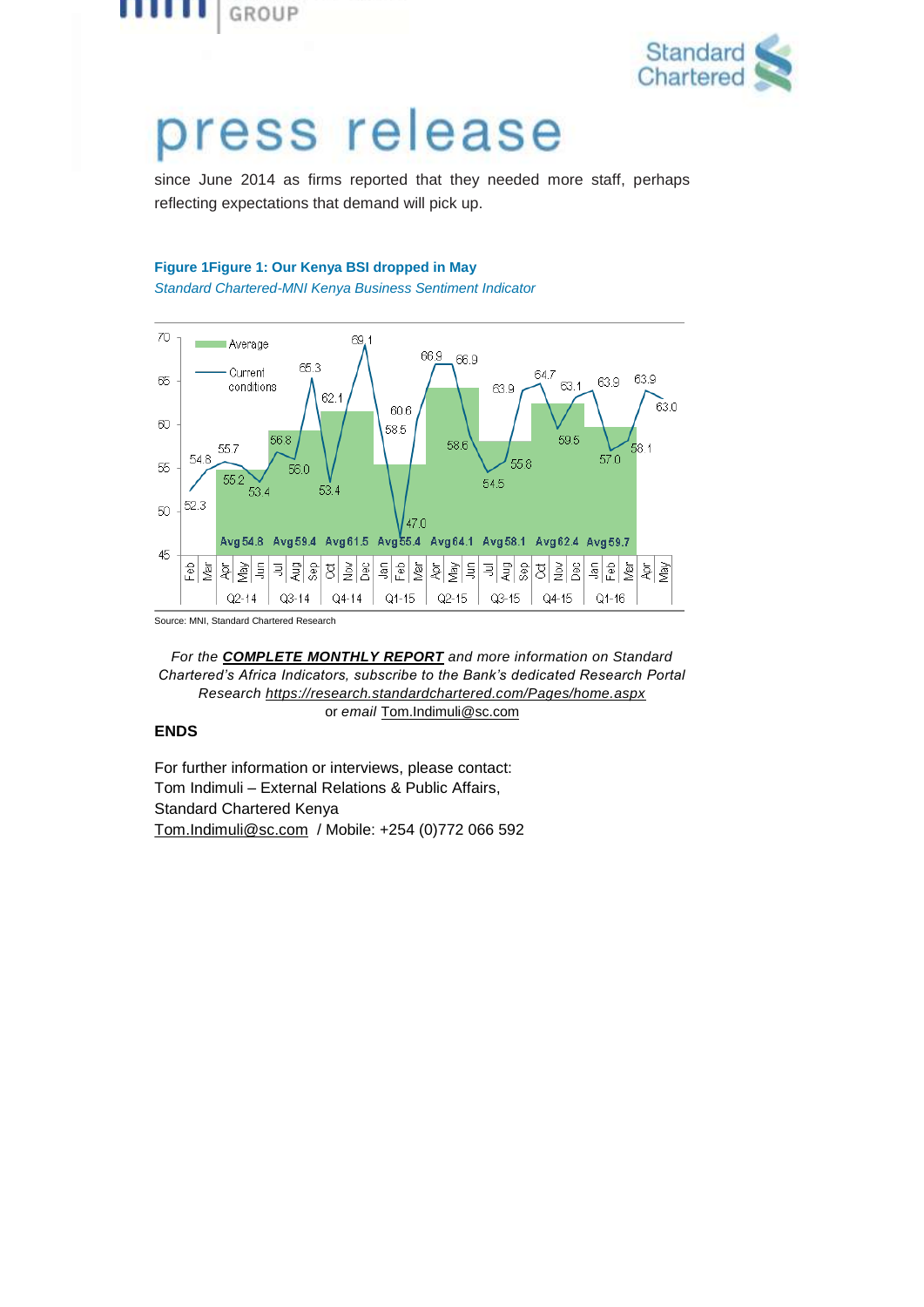since June 2014 as firms reported that they needed more staff, perhaps reflecting expectations that demand will pick up.

**Figure 1Figure 1: Our Kenya BSI dropped in May**

*Standard Chartered-MNI Kenya Business Sentiment Indicator*

Source: MNI, Standard Chartered Research

*For the **COMPLETE MONTHLY REPORT** and more information on Standard Chartered's Africa Indicators, subscribe to the Bank's dedicated Research Portal Research https://research.standardchartered.com/Pages/home.aspx*
or *email* Tom.Indimuli@sc.com

**ENDS**

For further information or interviews, please contact:
Tom Indimuli – External Relations & Public Affairs,
Standard Chartered Kenya
Tom.Indimuli@sc.com / Mobile: +254 (0)772 066 592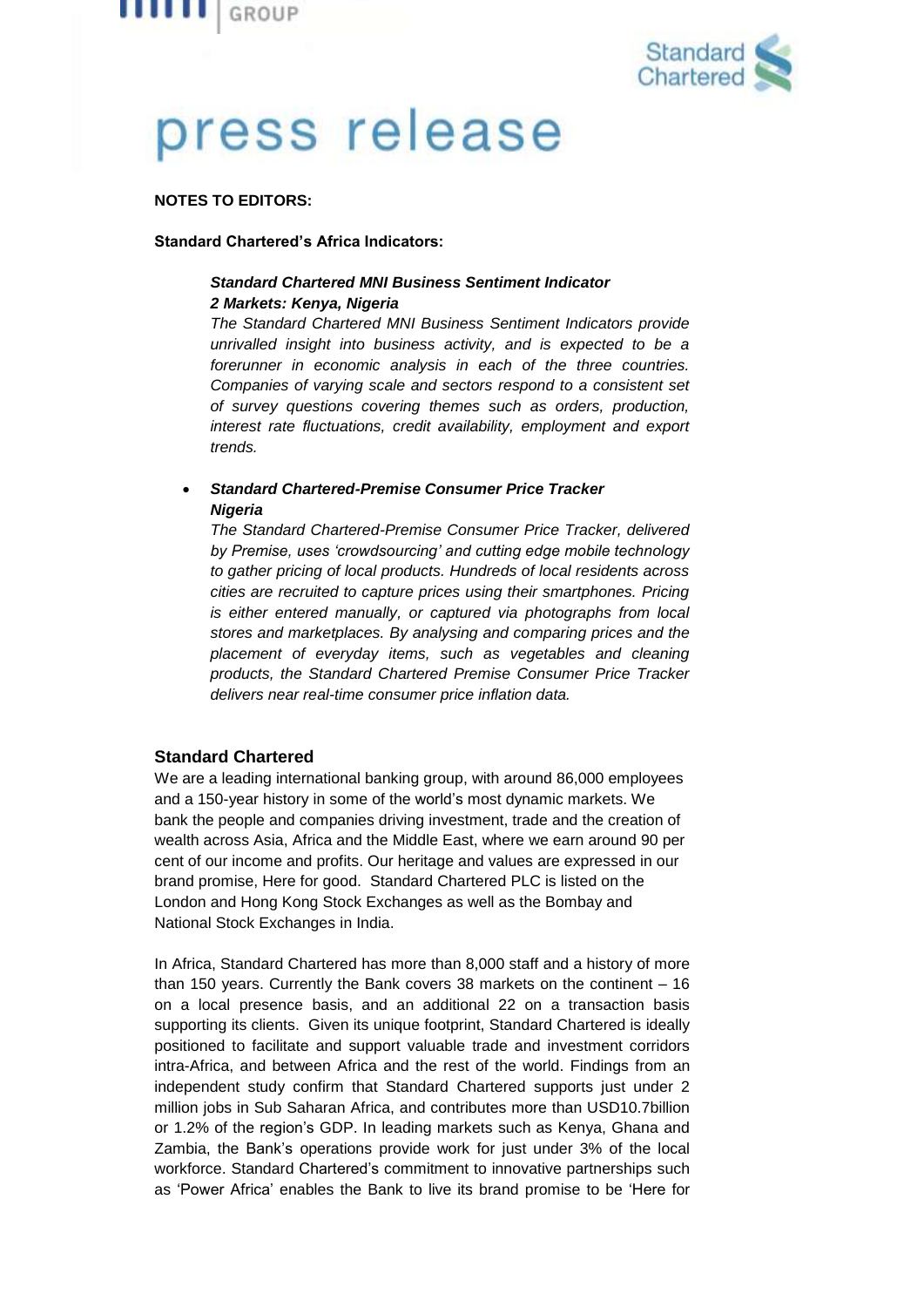# press release

**NOTES TO EDITORS:**

**Standard Chartered's Africa Indicators:**

***Standard Chartered MNI Business Sentiment Indicator***
***2 Markets: Kenya, Nigeria***

*The Standard Chartered MNI Business Sentiment Indicators provide unrivalled insight into business activity, and is expected to be a forerunner in economic analysis in each of the three countries. Companies of varying scale and sectors respond to a consistent set of survey questions covering themes such as orders, production, interest rate fluctuations, credit availability, employment and export trends.*

- ***Standard Chartered-Premise Consumer Price Tracker***
  ***Nigeria***

  *The Standard Chartered-Premise Consumer Price Tracker, delivered by Premise, uses 'crowdsourcing' and cutting edge mobile technology to gather pricing of local products. Hundreds of local residents across cities are recruited to capture prices using their smartphones. Pricing is either entered manually, or captured via photographs from local stores and marketplaces. By analysing and comparing prices and the placement of everyday items, such as vegetables and cleaning products, the Standard Chartered Premise Consumer Price Tracker delivers near real-time consumer price inflation data.*

## Standard Chartered

We are a leading international banking group, with around 86,000 employees and a 150-year history in some of the world's most dynamic markets. We bank the people and companies driving investment, trade and the creation of wealth across Asia, Africa and the Middle East, where we earn around 90 per cent of our income and profits. Our heritage and values are expressed in our brand promise, Here for good. Standard Chartered PLC is listed on the London and Hong Kong Stock Exchanges as well as the Bombay and National Stock Exchanges in India.

In Africa, Standard Chartered has more than 8,000 staff and a history of more than 150 years. Currently the Bank covers 38 markets on the continent – 16 on a local presence basis, and an additional 22 on a transaction basis supporting its clients. Given its unique footprint, Standard Chartered is ideally positioned to facilitate and support valuable trade and investment corridors intra-Africa, and between Africa and the rest of the world. Findings from an independent study confirm that Standard Chartered supports just under 2 million jobs in Sub Saharan Africa, and contributes more than USD10.7billion or 1.2% of the region's GDP. In leading markets such as Kenya, Ghana and Zambia, the Bank's operations provide work for just under 3% of the local workforce. Standard Chartered's commitment to innovative partnerships such as 'Power Africa' enables the Bank to live its brand promise to be 'Here for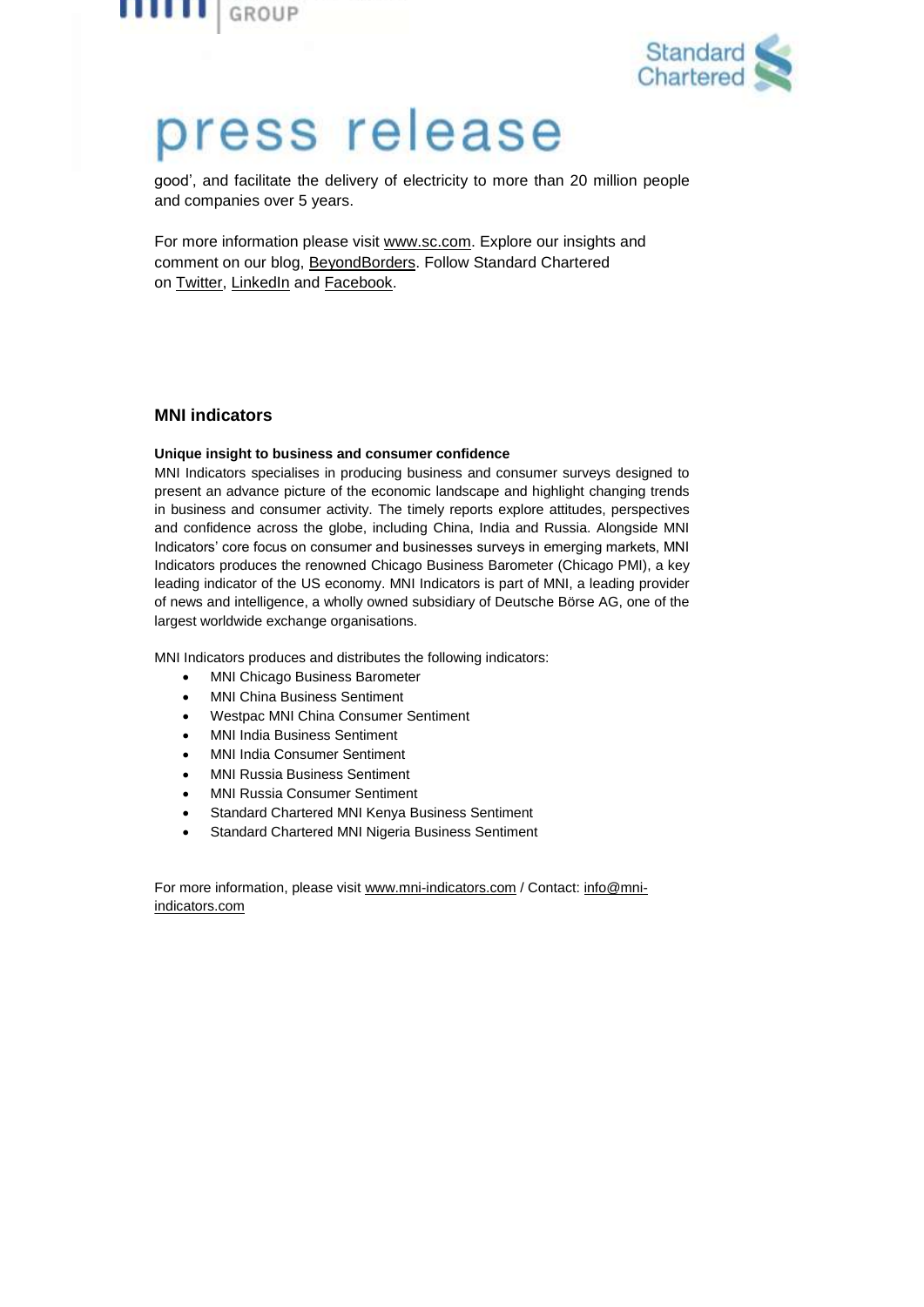good', and facilitate the delivery of electricity to more than 20 million people and companies over 5 years.

For more information please visit www.sc.com. Explore our insights and comment on our blog, BeyondBorders. Follow Standard Chartered on Twitter, LinkedIn and Facebook.

## MNI indicators

**Unique insight to business and consumer confidence**

MNI Indicators specialises in producing business and consumer surveys designed to present an advance picture of the economic landscape and highlight changing trends in business and consumer activity. The timely reports explore attitudes, perspectives and confidence across the globe, including China, India and Russia. Alongside MNI Indicators' core focus on consumer and businesses surveys in emerging markets, MNI Indicators produces the renowned Chicago Business Barometer (Chicago PMI), a key leading indicator of the US economy. MNI Indicators is part of MNI, a leading provider of news and intelligence, a wholly owned subsidiary of Deutsche Börse AG, one of the largest worldwide exchange organisations.

MNI Indicators produces and distributes the following indicators:

- MNI Chicago Business Barometer
- MNI China Business Sentiment
- Westpac MNI China Consumer Sentiment
- MNI India Business Sentiment
- MNI India Consumer Sentiment
- MNI Russia Business Sentiment
- MNI Russia Consumer Sentiment
- Standard Chartered MNI Kenya Business Sentiment
- Standard Chartered MNI Nigeria Business Sentiment

For more information, please visit www.mni-indicators.com / Contact: info@mni-indicators.com